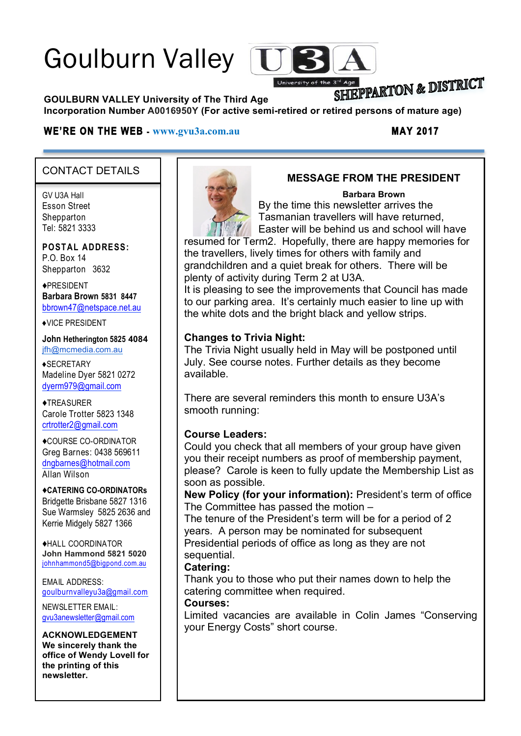# Goulburn Valley U3A

University of the 3rd Age

SHEPPARTON & DISTRICT

**GOULBURN VALLEY University of The Third Age**
**Incorporation Number A0016950Y (For active semi-retired or retired persons of mature age)**

**WE'RE ON THE WEB - www.gvu3a.com.au** **MAY 2017**

## CONTACT DETAILS

GV U3A Hall
Esson Street
Shepparton
Tel: 5821 3333

**POSTAL ADDRESS:**
P.O. Box 14
Shepparton 3632

♦PRESIDENT
**Barbara Brown 5831 8447**
bbrown47@netspace.net.au

♦VICE PRESIDENT

**John Hetherington 5825 4084**
jfh@mcmedia.com.au

♦SECRETARY
Madeline Dyer 5821 0272
dyerm979@gmail.com

♦TREASURER
Carole Trotter 5823 1348
crtrotter2@gmail.com

♦COURSE CO-ORDINATOR
Greg Barnes: 0438 569611
dngbarnes@hotmail.com
Allan Wilson

**♦CATERING CO-ORDINATORs**
Bridgette Brisbane 5827 1316
Sue Warmsley 5825 2636 and
Kerrie Midgely 5827 1366

♦HALL COORDINATOR
**John Hammond 5821 5020**
johnhammond5@bigpond.com.au

EMAIL ADDRESS:
goulburnvalleyu3a@gmail.com

NEWSLETTER EMAIL:
gvu3anewsletter@gmail.com

**ACKNOWLEDGEMENT**
**We sincerely thank the office of Wendy Lovell for the printing of this newsletter.**

## MESSAGE FROM THE PRESIDENT

**Barbara Brown**

By the time this newsletter arrives the Tasmanian travellers will have returned, Easter will be behind us and school will have resumed for Term2. Hopefully, there are happy memories for the travellers, lively times for others with family and grandchildren and a quiet break for others. There will be plenty of activity during Term 2 at U3A.

It is pleasing to see the improvements that Council has made to our parking area. It's certainly much easier to line up with the white dots and the bright black and yellow strips.

**Changes to Trivia Night:**
The Trivia Night usually held in May will be postponed until July. See course notes. Further details as they become available.

There are several reminders this month to ensure U3A's smooth running:

**Course Leaders:**
Could you check that all members of your group have given you their receipt numbers as proof of membership payment, please? Carole is keen to fully update the Membership List as soon as possible.

**New Policy (for your information):** President's term of office
The Committee has passed the motion –
The tenure of the President's term will be for a period of 2 years. A person may be nominated for subsequent Presidential periods of office as long as they are not sequential.

**Catering:**
Thank you to those who put their names down to help the catering committee when required.

**Courses:**
Limited vacancies are available in Colin James "Conserving your Energy Costs" short course.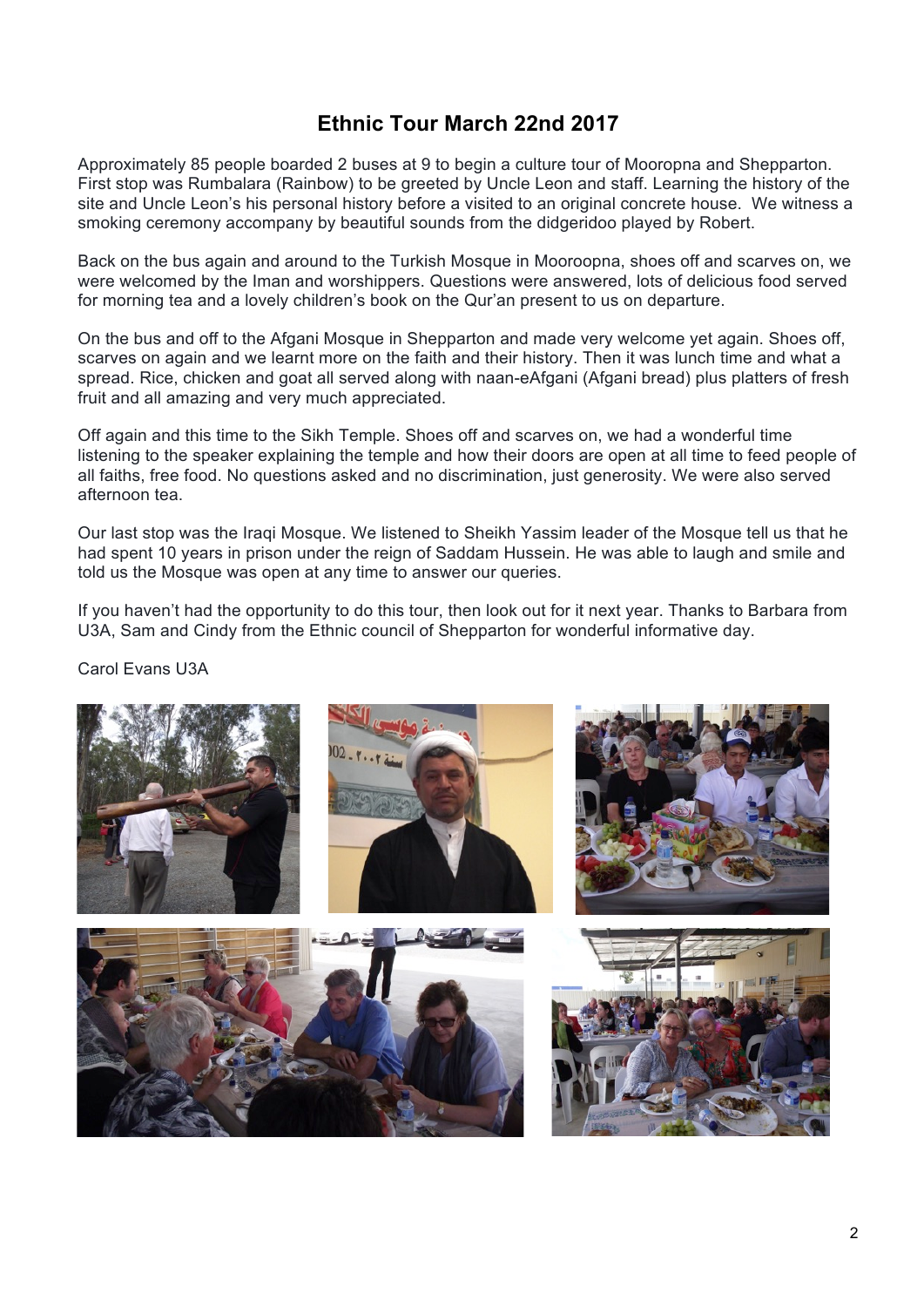# Ethnic Tour March 22nd 2017

Approximately 85 people boarded 2 buses at 9 to begin a culture tour of Mooropna and Shepparton. First stop was Rumbalara (Rainbow) to be greeted by Uncle Leon and staff. Learning the history of the site and Uncle Leon's his personal history before a visited to an original concrete house. We witness a smoking ceremony accompany by beautiful sounds from the didgeridoo played by Robert.

Back on the bus again and around to the Turkish Mosque in Mooroopna, shoes off and scarves on, we were welcomed by the Iman and worshippers. Questions were answered, lots of delicious food served for morning tea and a lovely children's book on the Qur'an present to us on departure.

On the bus and off to the Afgani Mosque in Shepparton and made very welcome yet again. Shoes off, scarves on again and we learnt more on the faith and their history. Then it was lunch time and what a spread. Rice, chicken and goat all served along with naan-eAfgani (Afgani bread) plus platters of fresh fruit and all amazing and very much appreciated.

Off again and this time to the Sikh Temple. Shoes off and scarves on, we had a wonderful time listening to the speaker explaining the temple and how their doors are open at all time to feed people of all faiths, free food. No questions asked and no discrimination, just generosity. We were also served afternoon tea.

Our last stop was the Iraqi Mosque. We listened to Sheikh Yassim leader of the Mosque tell us that he had spent 10 years in prison under the reign of Saddam Hussein. He was able to laugh and smile and told us the Mosque was open at any time to answer our queries.

If you haven't had the opportunity to do this tour, then look out for it next year. Thanks to Barbara from U3A, Sam and Cindy from the Ethnic council of Shepparton for wonderful informative day.

Carol Evans U3A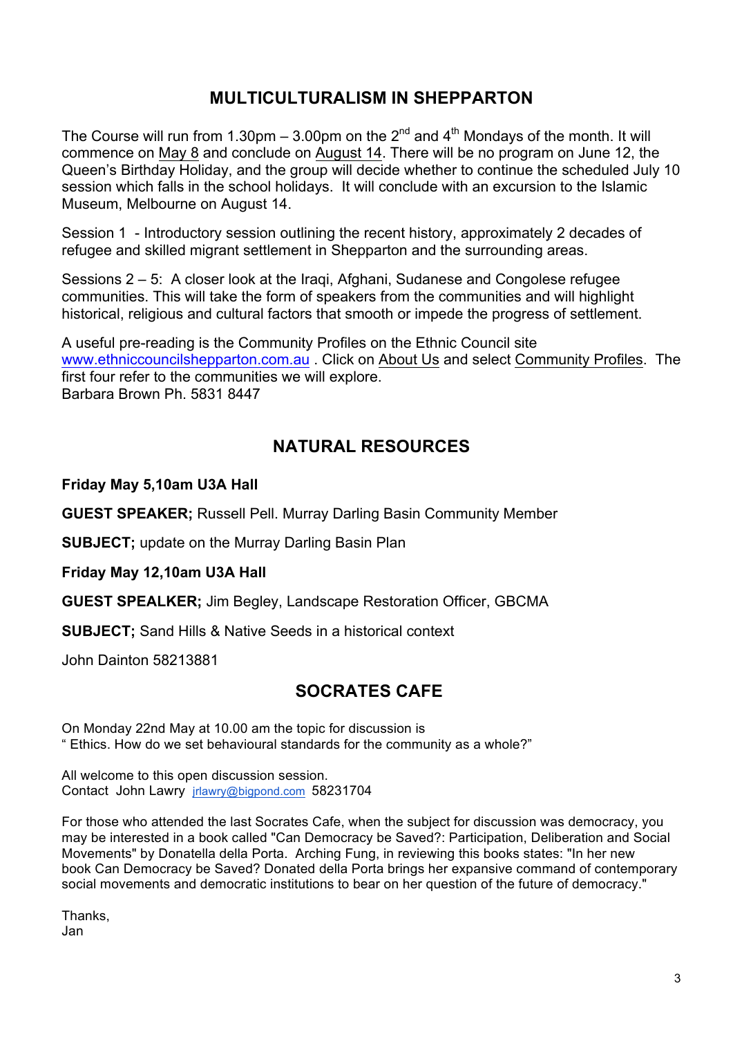## MULTICULTURALISM IN SHEPPARTON

The Course will run from 1.30pm – 3.00pm on the 2nd and 4th Mondays of the month. It will commence on May 8 and conclude on August 14. There will be no program on June 12, the Queen's Birthday Holiday, and the group will decide whether to continue the scheduled July 10 session which falls in the school holidays. It will conclude with an excursion to the Islamic Museum, Melbourne on August 14.

Session 1 - Introductory session outlining the recent history, approximately 2 decades of refugee and skilled migrant settlement in Shepparton and the surrounding areas.

Sessions 2 – 5: A closer look at the Iraqi, Afghani, Sudanese and Congolese refugee communities. This will take the form of speakers from the communities and will highlight historical, religious and cultural factors that smooth or impede the progress of settlement.

A useful pre-reading is the Community Profiles on the Ethnic Council site www.ethniccouncilshepparton.com.au . Click on About Us and select Community Profiles. The first four refer to the communities we will explore.
Barbara Brown Ph. 5831 8447

## NATURAL RESOURCES

**Friday May 5,10am U3A Hall**

**GUEST SPEAKER;** Russell Pell. Murray Darling Basin Community Member

**SUBJECT;** update on the Murray Darling Basin Plan

**Friday May 12,10am U3A Hall**

**GUEST SPEALKER;** Jim Begley, Landscape Restoration Officer, GBCMA

**SUBJECT;** Sand Hills & Native Seeds in a historical context

John Dainton 58213881

## SOCRATES CAFE

On Monday 22nd May at 10.00 am the topic for discussion is
" Ethics. How do we set behavioural standards for the community as a whole?"

All welcome to this open discussion session.
Contact John Lawry jrlawry@bigpond.com 58231704

For those who attended the last Socrates Cafe, when the subject for discussion was democracy, you may be interested in a book called "Can Democracy be Saved?: Participation, Deliberation and Social Movements" by Donatella della Porta. Arching Fung, in reviewing this books states: "In her new book Can Democracy be Saved? Donated della Porta brings her expansive command of contemporary social movements and democratic institutions to bear on her question of the future of democracy."

Thanks,
Jan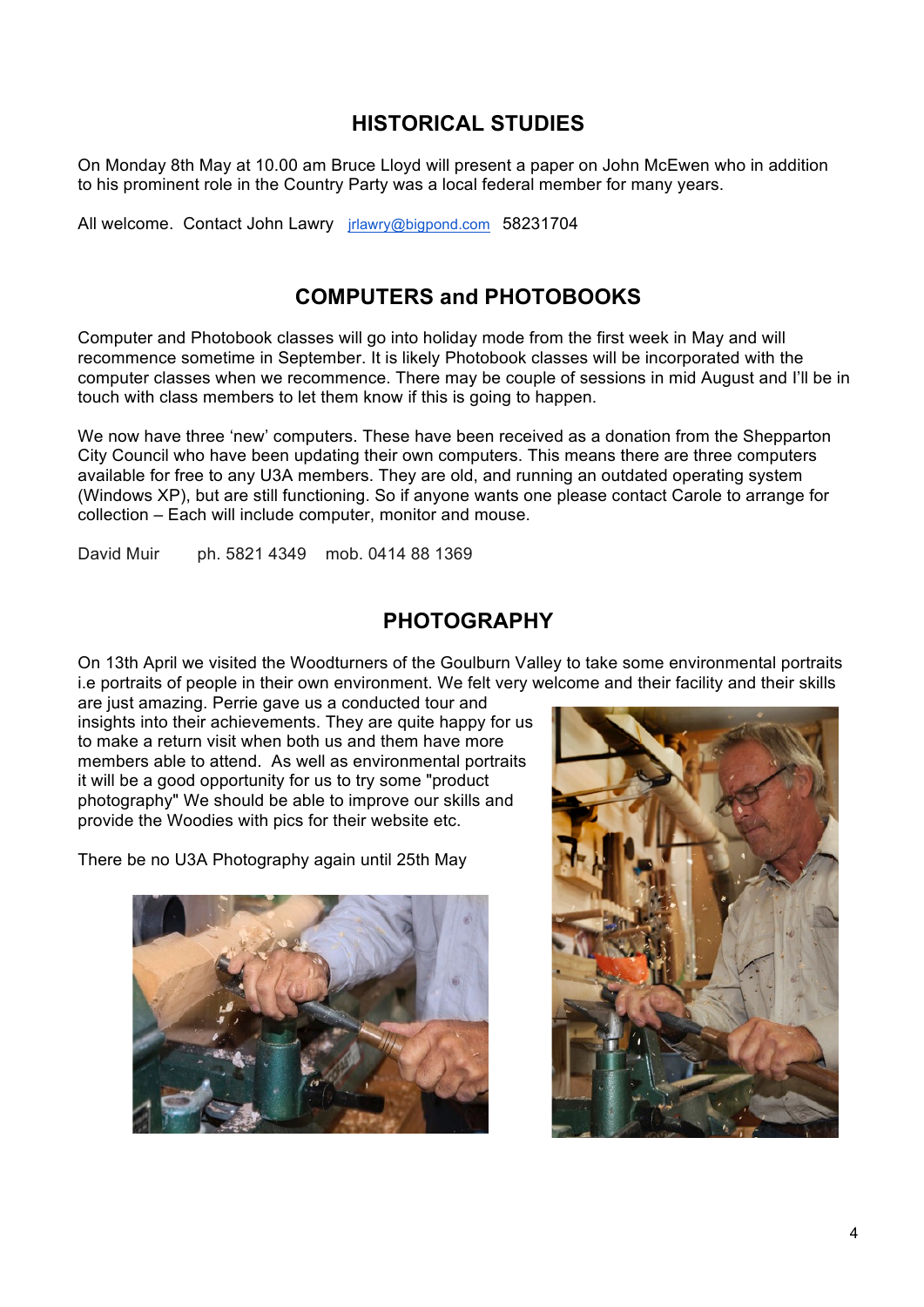## HISTORICAL STUDIES

On Monday 8th May at 10.00 am Bruce Lloyd will present a paper on John McEwen who in addition to his prominent role in the Country Party was a local federal member for many years.

All welcome. Contact John Lawry jrlawry@bigpond.com 58231704

## COMPUTERS and PHOTOBOOKS

Computer and Photobook classes will go into holiday mode from the first week in May and will recommence sometime in September. It is likely Photobook classes will be incorporated with the computer classes when we recommence. There may be couple of sessions in mid August and I'll be in touch with class members to let them know if this is going to happen.

We now have three 'new' computers. These have been received as a donation from the Shepparton City Council who have been updating their own computers. This means there are three computers available for free to any U3A members. They are old, and running an outdated operating system (Windows XP), but are still functioning. So if anyone wants one please contact Carole to arrange for collection – Each will include computer, monitor and mouse.

David Muir ph. 5821 4349 mob. 0414 88 1369

## PHOTOGRAPHY

On 13th April we visited the Woodturners of the Goulburn Valley to take some environmental portraits i.e portraits of people in their own environment. We felt very welcome and their facility and their skills are just amazing. Perrie gave us a conducted tour and insights into their achievements. They are quite happy for us to make a return visit when both us and them have more members able to attend. As well as environmental portraits it will be a good opportunity for us to try some "product photography" We should be able to improve our skills and provide the Woodies with pics for their website etc.

There be no U3A Photography again until 25th May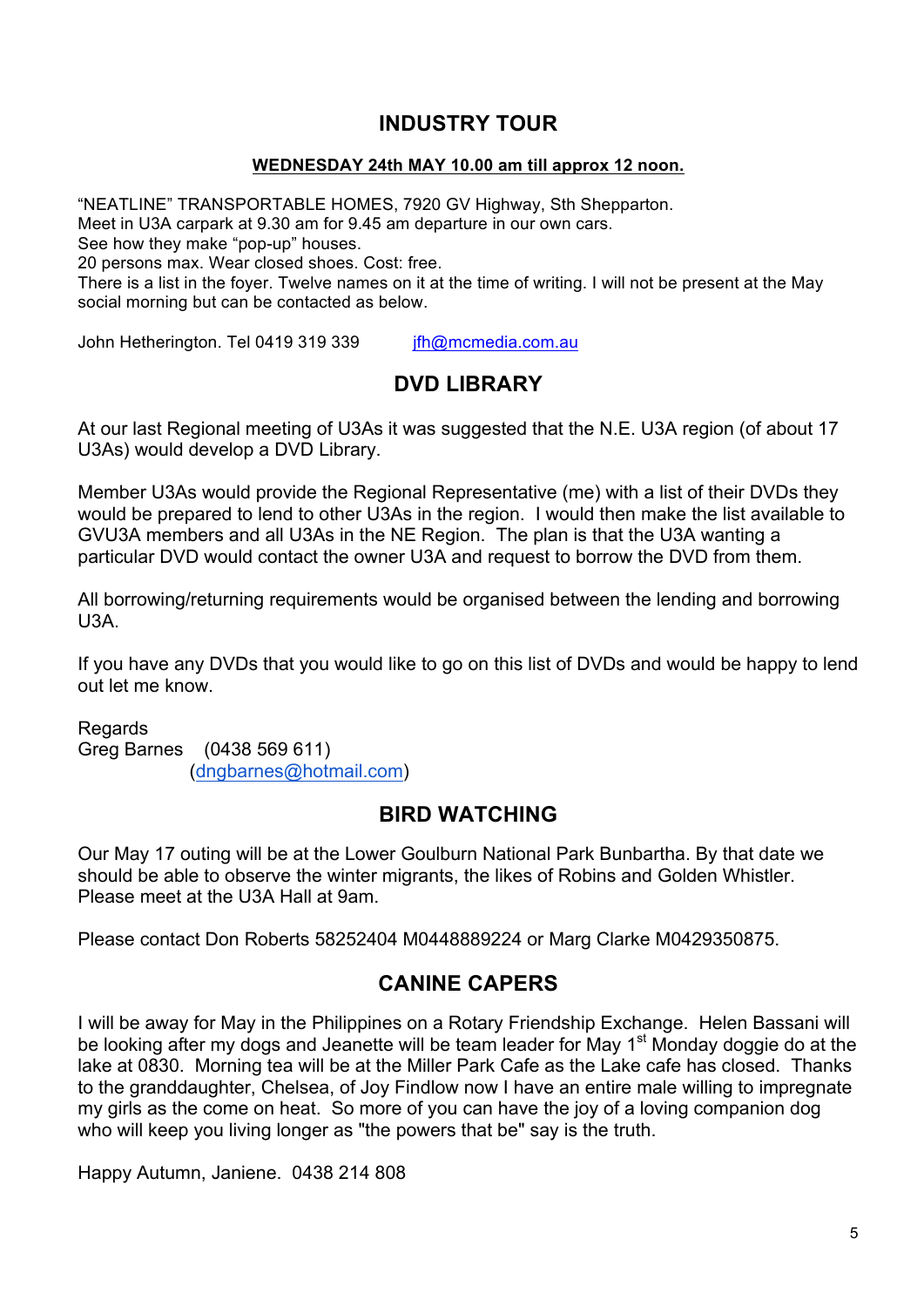## INDUSTRY TOUR

**WEDNESDAY 24th MAY 10.00 am till approx 12 noon.**

"NEATLINE" TRANSPORTABLE HOMES, 7920 GV Highway, Sth Shepparton.
Meet in U3A carpark at 9.30 am for 9.45 am departure in our own cars.
See how they make "pop-up" houses.
20 persons max. Wear closed shoes. Cost: free.
There is a list in the foyer. Twelve names on it at the time of writing. I will not be present at the May social morning but can be contacted as below.

John Hetherington. Tel 0419 319 339 jfh@mcmedia.com.au

## DVD LIBRARY

At our last Regional meeting of U3As it was suggested that the N.E. U3A region (of about 17 U3As) would develop a DVD Library.

Member U3As would provide the Regional Representative (me) with a list of their DVDs they would be prepared to lend to other U3As in the region. I would then make the list available to GVU3A members and all U3As in the NE Region. The plan is that the U3A wanting a particular DVD would contact the owner U3A and request to borrow the DVD from them.

All borrowing/returning requirements would be organised between the lending and borrowing U3A.

If you have any DVDs that you would like to go on this list of DVDs and would be happy to lend out let me know.

Regards
Greg Barnes (0438 569 611)
(dngbarnes@hotmail.com)

## BIRD WATCHING

Our May 17 outing will be at the Lower Goulburn National Park Bunbartha. By that date we should be able to observe the winter migrants, the likes of Robins and Golden Whistler. Please meet at the U3A Hall at 9am.

Please contact Don Roberts 58252404 M0448889224 or Marg Clarke M0429350875.

## CANINE CAPERS

I will be away for May in the Philippines on a Rotary Friendship Exchange. Helen Bassani will be looking after my dogs and Jeanette will be team leader for May 1st Monday doggie do at the lake at 0830. Morning tea will be at the Miller Park Cafe as the Lake cafe has closed. Thanks to the granddaughter, Chelsea, of Joy Findlow now I have an entire male willing to impregnate my girls as the come on heat. So more of you can have the joy of a loving companion dog who will keep you living longer as "the powers that be" say is the truth.

Happy Autumn, Janiene. 0438 214 808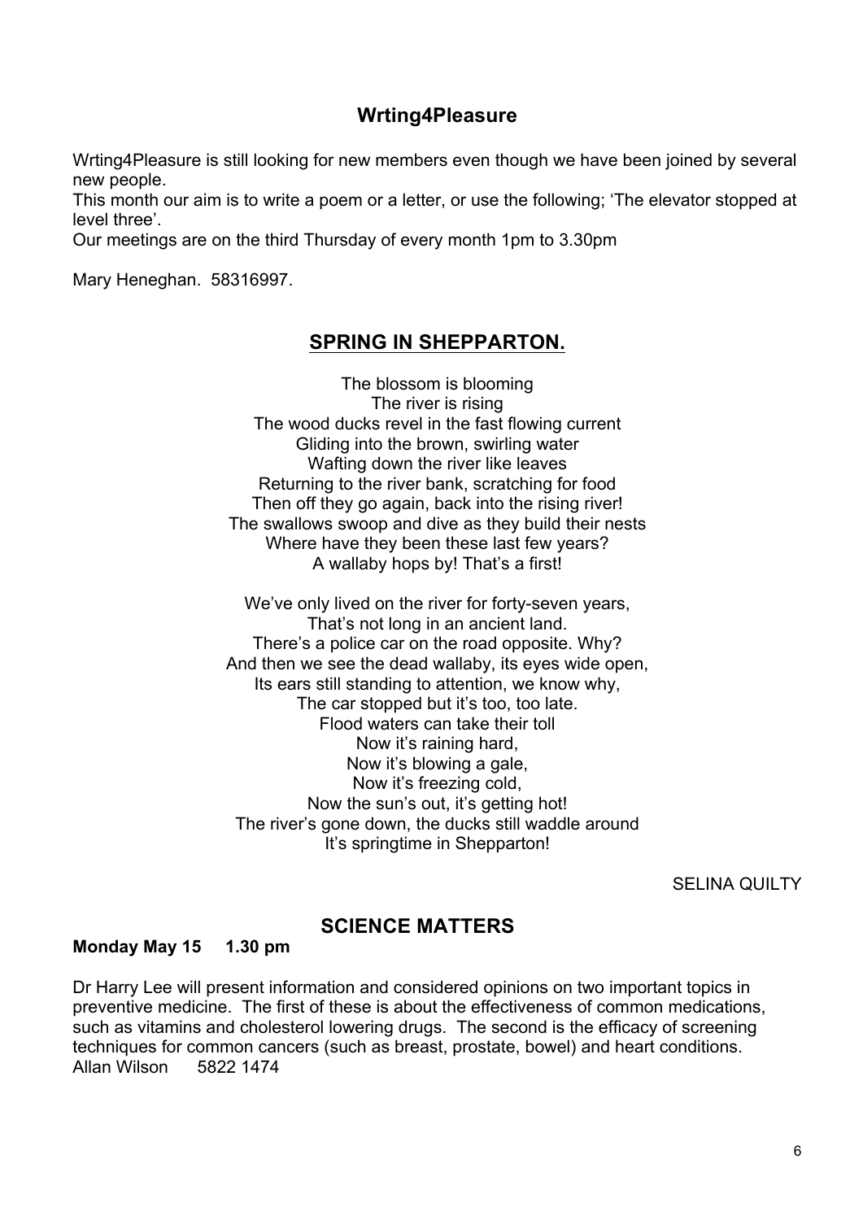## Wrting4Pleasure

Wrting4Pleasure is still looking for new members even though we have been joined by several new people.

This month our aim is to write a poem or a letter, or use the following; 'The elevator stopped at level three'.

Our meetings are on the third Thursday of every month 1pm to 3.30pm

Mary Heneghan. 58316997.

## SPRING IN SHEPPARTON.

The blossom is blooming
The river is rising
The wood ducks revel in the fast flowing current
Gliding into the brown, swirling water
Wafting down the river like leaves
Returning to the river bank, scratching for food
Then off they go again, back into the rising river!
The swallows swoop and dive as they build their nests
Where have they been these last few years?
A wallaby hops by! That's a first!

We've only lived on the river for forty-seven years,
That's not long in an ancient land.
There's a police car on the road opposite. Why?
And then we see the dead wallaby, its eyes wide open,
Its ears still standing to attention, we know why,
The car stopped but it's too, too late.
Flood waters can take their toll
Now it's raining hard,
Now it's blowing a gale,
Now it's freezing cold,
Now the sun's out, it's getting hot!
The river's gone down, the ducks still waddle around
It's springtime in Shepparton!

SELINA QUILTY

## SCIENCE MATTERS

**Monday May 15 1.30 pm**

Dr Harry Lee will present information and considered opinions on two important topics in preventive medicine. The first of these is about the effectiveness of common medications, such as vitamins and cholesterol lowering drugs. The second is the efficacy of screening techniques for common cancers (such as breast, prostate, bowel) and heart conditions.
Allan Wilson 5822 1474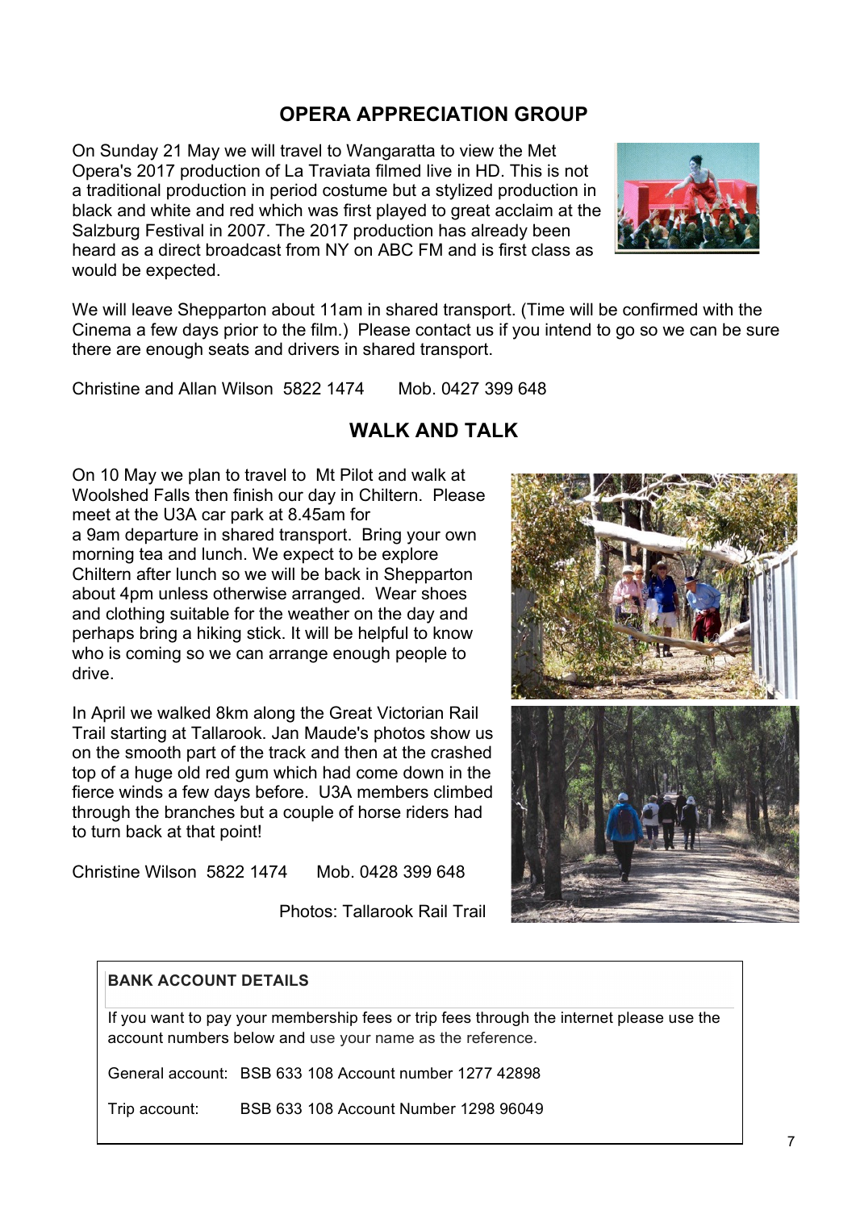## OPERA APPRECIATION GROUP

On Sunday 21 May we will travel to Wangaratta to view the Met Opera's 2017 production of La Traviata filmed live in HD. This is not a traditional production in period costume but a stylized production in black and white and red which was first played to great acclaim at the Salzburg Festival in 2007. The 2017 production has already been heard as a direct broadcast from NY on ABC FM and is first class as would be expected.

We will leave Shepparton about 11am in shared transport. (Time will be confirmed with the Cinema a few days prior to the film.) Please contact us if you intend to go so we can be sure there are enough seats and drivers in shared transport.

Christine and Allan Wilson 5822 1474 Mob. 0427 399 648

## WALK AND TALK

On 10 May we plan to travel to Mt Pilot and walk at Woolshed Falls then finish our day in Chiltern. Please meet at the U3A car park at 8.45am for a 9am departure in shared transport. Bring your own morning tea and lunch. We expect to be explore Chiltern after lunch so we will be back in Shepparton about 4pm unless otherwise arranged. Wear shoes and clothing suitable for the weather on the day and perhaps bring a hiking stick. It will be helpful to know who is coming so we can arrange enough people to drive.

In April we walked 8km along the Great Victorian Rail Trail starting at Tallarook. Jan Maude's photos show us on the smooth part of the track and then at the crashed top of a huge old red gum which had come down in the fierce winds a few days before. U3A members climbed through the branches but a couple of horse riders had to turn back at that point!

Christine Wilson 5822 1474 Mob. 0428 399 648

Photos: Tallarook Rail Trail

**BANK ACCOUNT DETAILS**

If you want to pay your membership fees or trip fees through the internet please use the account numbers below and use your name as the reference.

General account: BSB 633 108 Account number 1277 42898

Trip account: BSB 633 108 Account Number 1298 96049